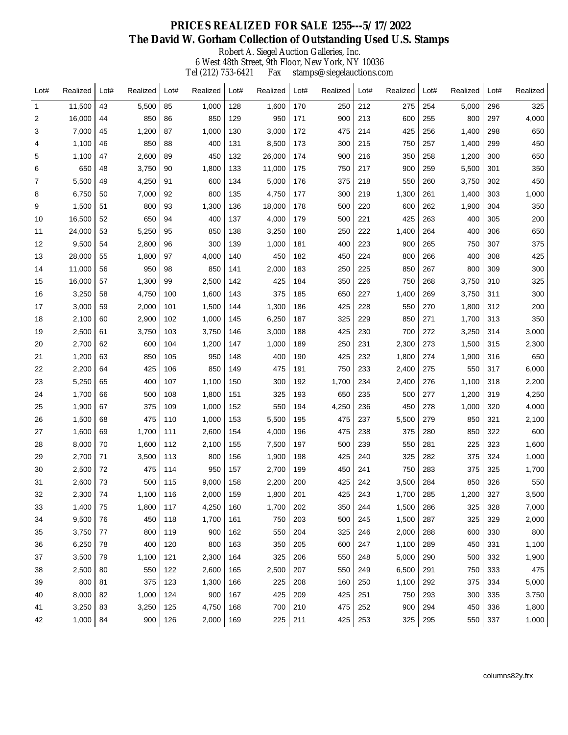# PRICES REALIZED FOR SALE 1255---5/17/2022

## The David W. Gorham Collection of Outstanding Used U.S. Stamps

Robert A. Siegel Auction Galleries, Inc.
6 West 48th Street, 9th Floor, New York, NY 10036
Tel (212) 753-6421 Fax stamps@siegelauctions.com

| Lot# | Realized | Lot# | Realized | Lot# | Realized | Lot# | Realized | Lot# | Realized | Lot# | Realized | Lot# | Realized | Lot# | Realized |
|---|---|---|---|---|---|---|---|---|---|---|---|---|---|---|---|
| 1 | 11,500 | 43 | 5,500 | 85 | 1,000 | 128 | 1,600 | 170 | 250 | 212 | 275 | 254 | 5,000 | 296 | 325 |
| 2 | 16,000 | 44 | 850 | 86 | 850 | 129 | 950 | 171 | 900 | 213 | 600 | 255 | 800 | 297 | 4,000 |
| 3 | 7,000 | 45 | 1,200 | 87 | 1,000 | 130 | 3,000 | 172 | 475 | 214 | 425 | 256 | 1,400 | 298 | 650 |
| 4 | 1,100 | 46 | 850 | 88 | 400 | 131 | 8,500 | 173 | 300 | 215 | 750 | 257 | 1,400 | 299 | 450 |
| 5 | 1,100 | 47 | 2,600 | 89 | 450 | 132 | 26,000 | 174 | 900 | 216 | 350 | 258 | 1,200 | 300 | 650 |
| 6 | 650 | 48 | 3,750 | 90 | 1,800 | 133 | 11,000 | 175 | 750 | 217 | 900 | 259 | 5,500 | 301 | 350 |
| 7 | 5,500 | 49 | 4,250 | 91 | 600 | 134 | 5,000 | 176 | 375 | 218 | 550 | 260 | 3,750 | 302 | 450 |
| 8 | 6,750 | 50 | 7,000 | 92 | 800 | 135 | 4,750 | 177 | 300 | 219 | 1,300 | 261 | 1,400 | 303 | 1,000 |
| 9 | 1,500 | 51 | 800 | 93 | 1,300 | 136 | 18,000 | 178 | 500 | 220 | 600 | 262 | 1,900 | 304 | 350 |
| 10 | 16,500 | 52 | 650 | 94 | 400 | 137 | 4,000 | 179 | 500 | 221 | 425 | 263 | 400 | 305 | 200 |
| 11 | 24,000 | 53 | 5,250 | 95 | 850 | 138 | 3,250 | 180 | 250 | 222 | 1,400 | 264 | 400 | 306 | 650 |
| 12 | 9,500 | 54 | 2,800 | 96 | 300 | 139 | 1,000 | 181 | 400 | 223 | 900 | 265 | 750 | 307 | 375 |
| 13 | 28,000 | 55 | 1,800 | 97 | 4,000 | 140 | 450 | 182 | 450 | 224 | 800 | 266 | 400 | 308 | 425 |
| 14 | 11,000 | 56 | 950 | 98 | 850 | 141 | 2,000 | 183 | 250 | 225 | 850 | 267 | 800 | 309 | 300 |
| 15 | 16,000 | 57 | 1,300 | 99 | 2,500 | 142 | 425 | 184 | 350 | 226 | 750 | 268 | 3,750 | 310 | 325 |
| 16 | 3,250 | 58 | 4,750 | 100 | 1,600 | 143 | 375 | 185 | 650 | 227 | 1,400 | 269 | 3,750 | 311 | 300 |
| 17 | 3,000 | 59 | 2,000 | 101 | 1,500 | 144 | 1,300 | 186 | 425 | 228 | 550 | 270 | 1,800 | 312 | 200 |
| 18 | 2,100 | 60 | 2,900 | 102 | 1,000 | 145 | 6,250 | 187 | 325 | 229 | 850 | 271 | 1,700 | 313 | 350 |
| 19 | 2,500 | 61 | 3,750 | 103 | 3,750 | 146 | 3,000 | 188 | 425 | 230 | 700 | 272 | 3,250 | 314 | 3,000 |
| 20 | 2,700 | 62 | 600 | 104 | 1,200 | 147 | 1,000 | 189 | 250 | 231 | 2,300 | 273 | 1,500 | 315 | 2,300 |
| 21 | 1,200 | 63 | 850 | 105 | 950 | 148 | 400 | 190 | 425 | 232 | 1,800 | 274 | 1,900 | 316 | 650 |
| 22 | 2,200 | 64 | 425 | 106 | 850 | 149 | 475 | 191 | 750 | 233 | 2,400 | 275 | 550 | 317 | 6,000 |
| 23 | 5,250 | 65 | 400 | 107 | 1,100 | 150 | 300 | 192 | 1,700 | 234 | 2,400 | 276 | 1,100 | 318 | 2,200 |
| 24 | 1,700 | 66 | 500 | 108 | 1,800 | 151 | 325 | 193 | 650 | 235 | 500 | 277 | 1,200 | 319 | 4,250 |
| 25 | 1,900 | 67 | 375 | 109 | 1,000 | 152 | 550 | 194 | 4,250 | 236 | 450 | 278 | 1,000 | 320 | 4,000 |
| 26 | 1,500 | 68 | 475 | 110 | 1,000 | 153 | 5,500 | 195 | 475 | 237 | 5,500 | 279 | 850 | 321 | 2,100 |
| 27 | 1,600 | 69 | 1,700 | 111 | 2,600 | 154 | 4,000 | 196 | 475 | 238 | 375 | 280 | 850 | 322 | 600 |
| 28 | 8,000 | 70 | 1,600 | 112 | 2,100 | 155 | 7,500 | 197 | 500 | 239 | 550 | 281 | 225 | 323 | 1,600 |
| 29 | 2,700 | 71 | 3,500 | 113 | 800 | 156 | 1,900 | 198 | 425 | 240 | 325 | 282 | 375 | 324 | 1,000 |
| 30 | 2,500 | 72 | 475 | 114 | 950 | 157 | 2,700 | 199 | 450 | 241 | 750 | 283 | 375 | 325 | 1,700 |
| 31 | 2,600 | 73 | 500 | 115 | 9,000 | 158 | 2,200 | 200 | 425 | 242 | 3,500 | 284 | 850 | 326 | 550 |
| 32 | 2,300 | 74 | 1,100 | 116 | 2,000 | 159 | 1,800 | 201 | 425 | 243 | 1,700 | 285 | 1,200 | 327 | 3,500 |
| 33 | 1,400 | 75 | 1,800 | 117 | 4,250 | 160 | 1,700 | 202 | 350 | 244 | 1,500 | 286 | 325 | 328 | 7,000 |
| 34 | 9,500 | 76 | 450 | 118 | 1,700 | 161 | 750 | 203 | 500 | 245 | 1,500 | 287 | 325 | 329 | 2,000 |
| 35 | 3,750 | 77 | 800 | 119 | 900 | 162 | 550 | 204 | 325 | 246 | 2,000 | 288 | 600 | 330 | 800 |
| 36 | 6,250 | 78 | 400 | 120 | 800 | 163 | 350 | 205 | 600 | 247 | 1,100 | 289 | 450 | 331 | 1,100 |
| 37 | 3,500 | 79 | 1,100 | 121 | 2,300 | 164 | 325 | 206 | 550 | 248 | 5,000 | 290 | 500 | 332 | 1,900 |
| 38 | 2,500 | 80 | 550 | 122 | 2,600 | 165 | 2,500 | 207 | 550 | 249 | 6,500 | 291 | 750 | 333 | 475 |
| 39 | 800 | 81 | 375 | 123 | 1,300 | 166 | 225 | 208 | 160 | 250 | 1,100 | 292 | 375 | 334 | 5,000 |
| 40 | 8,000 | 82 | 1,000 | 124 | 900 | 167 | 425 | 209 | 425 | 251 | 750 | 293 | 300 | 335 | 3,750 |
| 41 | 3,250 | 83 | 3,250 | 125 | 4,750 | 168 | 700 | 210 | 475 | 252 | 900 | 294 | 450 | 336 | 1,800 |
| 42 | 1,000 | 84 | 900 | 126 | 2,000 | 169 | 225 | 211 | 425 | 253 | 325 | 295 | 550 | 337 | 1,000 |

columns82y.frx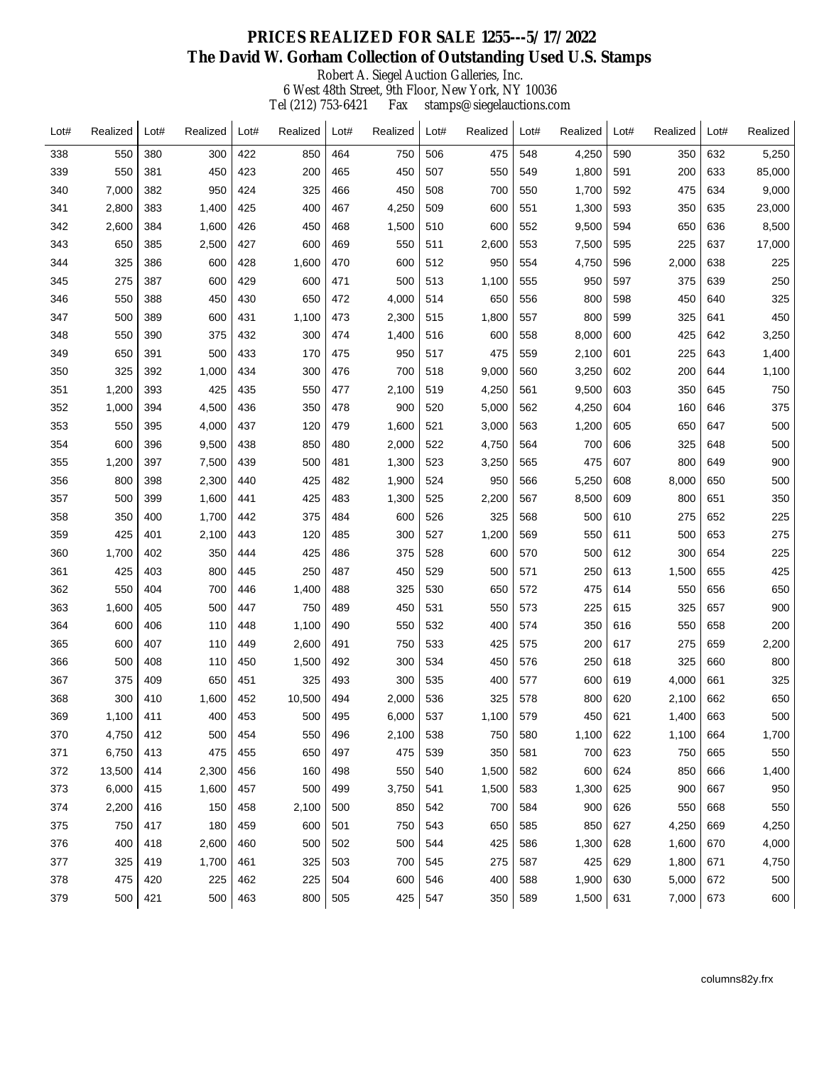# PRICES REALIZED FOR SALE 1255---5/17/2022

## The David W. Gorham Collection of Outstanding Used U.S. Stamps

Robert A. Siegel Auction Galleries, Inc.
6 West 48th Street, 9th Floor, New York, NY 10036
Tel (212) 753-6421 Fax stamps@siegelauctions.com

| Lot# | Realized | Lot# | Realized | Lot# | Realized | Lot# | Realized | Lot# | Realized | Lot# | Realized | Lot# | Realized | Lot# | Realized |
|---|---|---|---|---|---|---|---|---|---|---|---|---|---|---|---|
| 338 | 550 | 380 | 300 | 422 | 850 | 464 | 750 | 506 | 475 | 548 | 4,250 | 590 | 350 | 632 | 5,250 |
| 339 | 550 | 381 | 450 | 423 | 200 | 465 | 450 | 507 | 550 | 549 | 1,800 | 591 | 200 | 633 | 85,000 |
| 340 | 7,000 | 382 | 950 | 424 | 325 | 466 | 450 | 508 | 700 | 550 | 1,700 | 592 | 475 | 634 | 9,000 |
| 341 | 2,800 | 383 | 1,400 | 425 | 400 | 467 | 4,250 | 509 | 600 | 551 | 1,300 | 593 | 350 | 635 | 23,000 |
| 342 | 2,600 | 384 | 1,600 | 426 | 450 | 468 | 1,500 | 510 | 600 | 552 | 9,500 | 594 | 650 | 636 | 8,500 |
| 343 | 650 | 385 | 2,500 | 427 | 600 | 469 | 550 | 511 | 2,600 | 553 | 7,500 | 595 | 225 | 637 | 17,000 |
| 344 | 325 | 386 | 600 | 428 | 1,600 | 470 | 600 | 512 | 950 | 554 | 4,750 | 596 | 2,000 | 638 | 225 |
| 345 | 275 | 387 | 600 | 429 | 600 | 471 | 500 | 513 | 1,100 | 555 | 950 | 597 | 375 | 639 | 250 |
| 346 | 550 | 388 | 450 | 430 | 650 | 472 | 4,000 | 514 | 650 | 556 | 800 | 598 | 450 | 640 | 325 |
| 347 | 500 | 389 | 600 | 431 | 1,100 | 473 | 2,300 | 515 | 1,800 | 557 | 800 | 599 | 325 | 641 | 450 |
| 348 | 550 | 390 | 375 | 432 | 300 | 474 | 1,400 | 516 | 600 | 558 | 8,000 | 600 | 425 | 642 | 3,250 |
| 349 | 650 | 391 | 500 | 433 | 170 | 475 | 950 | 517 | 475 | 559 | 2,100 | 601 | 225 | 643 | 1,400 |
| 350 | 325 | 392 | 1,000 | 434 | 300 | 476 | 700 | 518 | 9,000 | 560 | 3,250 | 602 | 200 | 644 | 1,100 |
| 351 | 1,200 | 393 | 425 | 435 | 550 | 477 | 2,100 | 519 | 4,250 | 561 | 9,500 | 603 | 350 | 645 | 750 |
| 352 | 1,000 | 394 | 4,500 | 436 | 350 | 478 | 900 | 520 | 5,000 | 562 | 4,250 | 604 | 160 | 646 | 375 |
| 353 | 550 | 395 | 4,000 | 437 | 120 | 479 | 1,600 | 521 | 3,000 | 563 | 1,200 | 605 | 650 | 647 | 500 |
| 354 | 600 | 396 | 9,500 | 438 | 850 | 480 | 2,000 | 522 | 4,750 | 564 | 700 | 606 | 325 | 648 | 500 |
| 355 | 1,200 | 397 | 7,500 | 439 | 500 | 481 | 1,300 | 523 | 3,250 | 565 | 475 | 607 | 800 | 649 | 900 |
| 356 | 800 | 398 | 2,300 | 440 | 425 | 482 | 1,900 | 524 | 950 | 566 | 5,250 | 608 | 8,000 | 650 | 500 |
| 357 | 500 | 399 | 1,600 | 441 | 425 | 483 | 1,300 | 525 | 2,200 | 567 | 8,500 | 609 | 800 | 651 | 350 |
| 358 | 350 | 400 | 1,700 | 442 | 375 | 484 | 600 | 526 | 325 | 568 | 500 | 610 | 275 | 652 | 225 |
| 359 | 425 | 401 | 2,100 | 443 | 120 | 485 | 300 | 527 | 1,200 | 569 | 550 | 611 | 500 | 653 | 275 |
| 360 | 1,700 | 402 | 350 | 444 | 425 | 486 | 375 | 528 | 600 | 570 | 500 | 612 | 300 | 654 | 225 |
| 361 | 425 | 403 | 800 | 445 | 250 | 487 | 450 | 529 | 500 | 571 | 250 | 613 | 1,500 | 655 | 425 |
| 362 | 550 | 404 | 700 | 446 | 1,400 | 488 | 325 | 530 | 650 | 572 | 475 | 614 | 550 | 656 | 650 |
| 363 | 1,600 | 405 | 500 | 447 | 750 | 489 | 450 | 531 | 550 | 573 | 225 | 615 | 325 | 657 | 900 |
| 364 | 600 | 406 | 110 | 448 | 1,100 | 490 | 550 | 532 | 400 | 574 | 350 | 616 | 550 | 658 | 200 |
| 365 | 600 | 407 | 110 | 449 | 2,600 | 491 | 750 | 533 | 425 | 575 | 200 | 617 | 275 | 659 | 2,200 |
| 366 | 500 | 408 | 110 | 450 | 1,500 | 492 | 300 | 534 | 450 | 576 | 250 | 618 | 325 | 660 | 800 |
| 367 | 375 | 409 | 650 | 451 | 325 | 493 | 300 | 535 | 400 | 577 | 600 | 619 | 4,000 | 661 | 325 |
| 368 | 300 | 410 | 1,600 | 452 | 10,500 | 494 | 2,000 | 536 | 325 | 578 | 800 | 620 | 2,100 | 662 | 650 |
| 369 | 1,100 | 411 | 400 | 453 | 500 | 495 | 6,000 | 537 | 1,100 | 579 | 450 | 621 | 1,400 | 663 | 500 |
| 370 | 4,750 | 412 | 500 | 454 | 550 | 496 | 2,100 | 538 | 750 | 580 | 1,100 | 622 | 1,100 | 664 | 1,700 |
| 371 | 6,750 | 413 | 475 | 455 | 650 | 497 | 475 | 539 | 350 | 581 | 700 | 623 | 750 | 665 | 550 |
| 372 | 13,500 | 414 | 2,300 | 456 | 160 | 498 | 550 | 540 | 1,500 | 582 | 600 | 624 | 850 | 666 | 1,400 |
| 373 | 6,000 | 415 | 1,600 | 457 | 500 | 499 | 3,750 | 541 | 1,500 | 583 | 1,300 | 625 | 900 | 667 | 950 |
| 374 | 2,200 | 416 | 150 | 458 | 2,100 | 500 | 850 | 542 | 700 | 584 | 900 | 626 | 550 | 668 | 550 |
| 375 | 750 | 417 | 180 | 459 | 600 | 501 | 750 | 543 | 650 | 585 | 850 | 627 | 4,250 | 669 | 4,250 |
| 376 | 400 | 418 | 2,600 | 460 | 500 | 502 | 500 | 544 | 425 | 586 | 1,300 | 628 | 1,600 | 670 | 4,000 |
| 377 | 325 | 419 | 1,700 | 461 | 325 | 503 | 700 | 545 | 275 | 587 | 425 | 629 | 1,800 | 671 | 4,750 |
| 378 | 475 | 420 | 225 | 462 | 225 | 504 | 600 | 546 | 400 | 588 | 1,900 | 630 | 5,000 | 672 | 500 |
| 379 | 500 | 421 | 500 | 463 | 800 | 505 | 425 | 547 | 350 | 589 | 1,500 | 631 | 7,000 | 673 | 600 |

columns82y.frx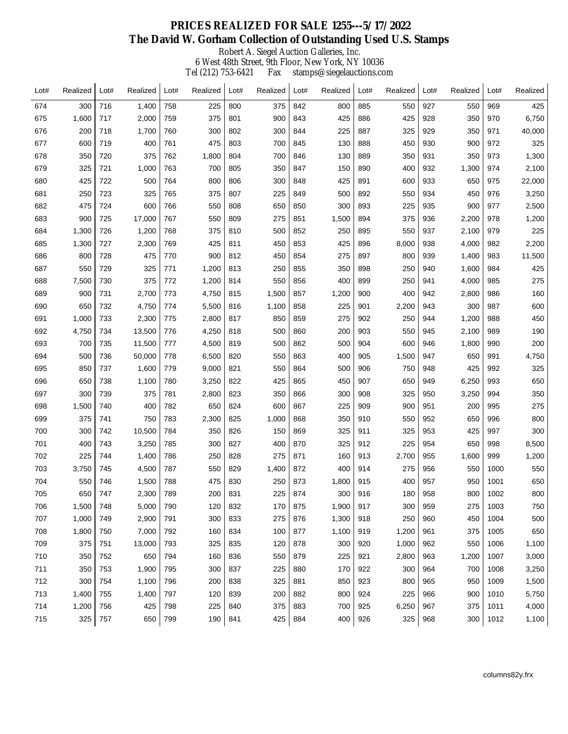# PRICES REALIZED FOR SALE 1255---5/17/2022

## The David W. Gorham Collection of Outstanding Used U.S. Stamps

Robert A. Siegel Auction Galleries, Inc.
6 West 48th Street, 9th Floor, New York, NY 10036
Tel (212) 753-6421 Fax stamps@siegelauctions.com

| Lot# | Realized | Lot# | Realized | Lot# | Realized | Lot# | Realized | Lot# | Realized | Lot# | Realized | Lot# | Realized | Lot# | Realized |
|---|---|---|---|---|---|---|---|---|---|---|---|---|---|---|---|
| 674 | 300 | 716 | 1,400 | 758 | 225 | 800 | 375 | 842 | 800 | 885 | 550 | 927 | 550 | 969 | 425 |
| 675 | 1,600 | 717 | 2,000 | 759 | 375 | 801 | 900 | 843 | 425 | 886 | 425 | 928 | 350 | 970 | 6,750 |
| 676 | 200 | 718 | 1,700 | 760 | 300 | 802 | 300 | 844 | 225 | 887 | 325 | 929 | 350 | 971 | 40,000 |
| 677 | 600 | 719 | 400 | 761 | 475 | 803 | 700 | 845 | 130 | 888 | 450 | 930 | 900 | 972 | 325 |
| 678 | 350 | 720 | 375 | 762 | 1,800 | 804 | 700 | 846 | 130 | 889 | 350 | 931 | 350 | 973 | 1,300 |
| 679 | 325 | 721 | 1,000 | 763 | 700 | 805 | 350 | 847 | 150 | 890 | 400 | 932 | 1,300 | 974 | 2,100 |
| 680 | 425 | 722 | 500 | 764 | 800 | 806 | 300 | 848 | 425 | 891 | 600 | 933 | 650 | 975 | 22,000 |
| 681 | 250 | 723 | 325 | 765 | 375 | 807 | 225 | 849 | 500 | 892 | 550 | 934 | 450 | 976 | 3,250 |
| 682 | 475 | 724 | 600 | 766 | 550 | 808 | 650 | 850 | 300 | 893 | 225 | 935 | 900 | 977 | 2,500 |
| 683 | 900 | 725 | 17,000 | 767 | 550 | 809 | 275 | 851 | 1,500 | 894 | 375 | 936 | 2,200 | 978 | 1,200 |
| 684 | 1,300 | 726 | 1,200 | 768 | 375 | 810 | 500 | 852 | 250 | 895 | 550 | 937 | 2,100 | 979 | 225 |
| 685 | 1,300 | 727 | 2,300 | 769 | 425 | 811 | 450 | 853 | 425 | 896 | 8,000 | 938 | 4,000 | 982 | 2,200 |
| 686 | 800 | 728 | 475 | 770 | 900 | 812 | 450 | 854 | 275 | 897 | 800 | 939 | 1,400 | 983 | 11,500 |
| 687 | 550 | 729 | 325 | 771 | 1,200 | 813 | 250 | 855 | 350 | 898 | 250 | 940 | 1,600 | 984 | 425 |
| 688 | 7,500 | 730 | 375 | 772 | 1,200 | 814 | 550 | 856 | 400 | 899 | 250 | 941 | 4,000 | 985 | 275 |
| 689 | 900 | 731 | 2,700 | 773 | 4,750 | 815 | 1,500 | 857 | 1,200 | 900 | 400 | 942 | 2,800 | 986 | 160 |
| 690 | 650 | 732 | 4,750 | 774 | 5,500 | 816 | 1,100 | 858 | 225 | 901 | 2,200 | 943 | 300 | 987 | 600 |
| 691 | 1,000 | 733 | 2,300 | 775 | 2,800 | 817 | 850 | 859 | 275 | 902 | 250 | 944 | 1,200 | 988 | 450 |
| 692 | 4,750 | 734 | 13,500 | 776 | 4,250 | 818 | 500 | 860 | 200 | 903 | 550 | 945 | 2,100 | 989 | 190 |
| 693 | 700 | 735 | 11,500 | 777 | 4,500 | 819 | 500 | 862 | 500 | 904 | 600 | 946 | 1,800 | 990 | 200 |
| 694 | 500 | 736 | 50,000 | 778 | 6,500 | 820 | 550 | 863 | 400 | 905 | 1,500 | 947 | 650 | 991 | 4,750 |
| 695 | 850 | 737 | 1,600 | 779 | 9,000 | 821 | 550 | 864 | 500 | 906 | 750 | 948 | 425 | 992 | 325 |
| 696 | 650 | 738 | 1,100 | 780 | 3,250 | 822 | 425 | 865 | 450 | 907 | 650 | 949 | 6,250 | 993 | 650 |
| 697 | 300 | 739 | 375 | 781 | 2,800 | 823 | 350 | 866 | 300 | 908 | 325 | 950 | 3,250 | 994 | 350 |
| 698 | 1,500 | 740 | 400 | 782 | 650 | 824 | 600 | 867 | 225 | 909 | 900 | 951 | 200 | 995 | 275 |
| 699 | 375 | 741 | 750 | 783 | 2,300 | 825 | 1,000 | 868 | 350 | 910 | 550 | 952 | 650 | 996 | 800 |
| 700 | 300 | 742 | 10,500 | 784 | 350 | 826 | 150 | 869 | 325 | 911 | 325 | 953 | 425 | 997 | 300 |
| 701 | 400 | 743 | 3,250 | 785 | 300 | 827 | 400 | 870 | 325 | 912 | 225 | 954 | 650 | 998 | 8,500 |
| 702 | 225 | 744 | 1,400 | 786 | 250 | 828 | 275 | 871 | 160 | 913 | 2,700 | 955 | 1,600 | 999 | 1,200 |
| 703 | 3,750 | 745 | 4,500 | 787 | 550 | 829 | 1,400 | 872 | 400 | 914 | 275 | 956 | 550 | 1000 | 550 |
| 704 | 550 | 746 | 1,500 | 788 | 475 | 830 | 250 | 873 | 1,800 | 915 | 400 | 957 | 950 | 1001 | 650 |
| 705 | 650 | 747 | 2,300 | 789 | 200 | 831 | 225 | 874 | 300 | 916 | 180 | 958 | 800 | 1002 | 800 |
| 706 | 1,500 | 748 | 5,000 | 790 | 120 | 832 | 170 | 875 | 1,900 | 917 | 300 | 959 | 275 | 1003 | 750 |
| 707 | 1,000 | 749 | 2,900 | 791 | 300 | 833 | 275 | 876 | 1,300 | 918 | 250 | 960 | 450 | 1004 | 500 |
| 708 | 1,800 | 750 | 7,000 | 792 | 160 | 834 | 100 | 877 | 1,100 | 919 | 1,200 | 961 | 375 | 1005 | 650 |
| 709 | 375 | 751 | 13,000 | 793 | 325 | 835 | 120 | 878 | 300 | 920 | 1,000 | 962 | 550 | 1006 | 1,100 |
| 710 | 350 | 752 | 650 | 794 | 160 | 836 | 550 | 879 | 225 | 921 | 2,800 | 963 | 1,200 | 1007 | 3,000 |
| 711 | 350 | 753 | 1,900 | 795 | 300 | 837 | 225 | 880 | 170 | 922 | 300 | 964 | 700 | 1008 | 3,250 |
| 712 | 300 | 754 | 1,100 | 796 | 200 | 838 | 325 | 881 | 850 | 923 | 800 | 965 | 950 | 1009 | 1,500 |
| 713 | 1,400 | 755 | 1,400 | 797 | 120 | 839 | 200 | 882 | 800 | 924 | 225 | 966 | 900 | 1010 | 5,750 |
| 714 | 1,200 | 756 | 425 | 798 | 225 | 840 | 375 | 883 | 700 | 925 | 6,250 | 967 | 375 | 1011 | 4,000 |
| 715 | 325 | 757 | 650 | 799 | 190 | 841 | 425 | 884 | 400 | 926 | 325 | 968 | 300 | 1012 | 1,100 |

columns82y.frx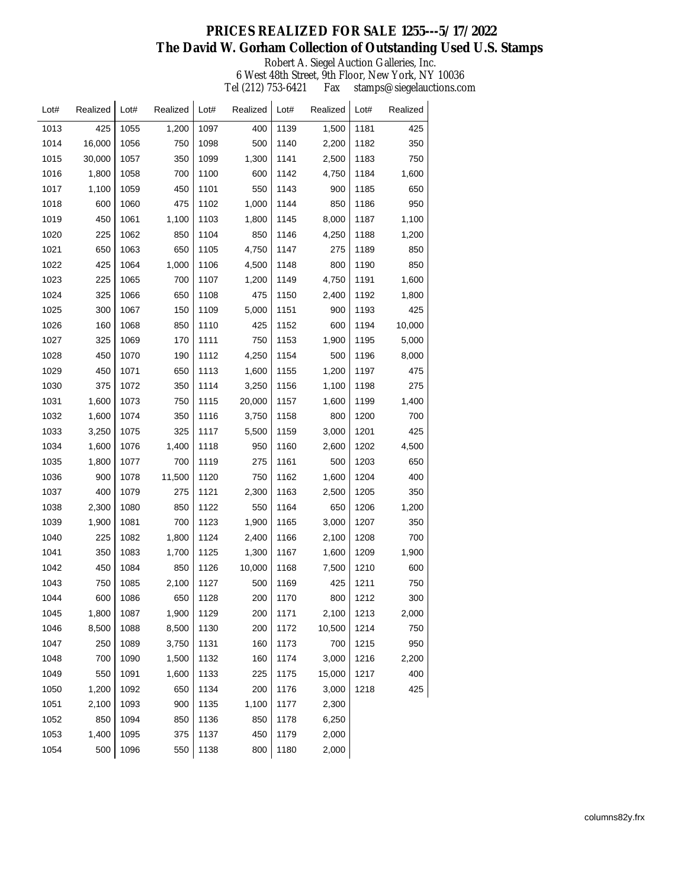# PRICES REALIZED FOR SALE 1255---5/17/2022

## The David W. Gorham Collection of Outstanding Used U.S. Stamps

Robert A. Siegel Auction Galleries, Inc.
6 West 48th Street, 9th Floor, New York, NY 10036
Tel (212) 753-6421 Fax stamps@siegelauctions.com

| Lot# | Realized | Lot# | Realized | Lot# | Realized | Lot# | Realized | Lot# | Realized |
|---|---|---|---|---|---|---|---|---|---|
| 1013 | 425 | 1055 | 1,200 | 1097 | 400 | 1139 | 1,500 | 1181 | 425 |
| 1014 | 16,000 | 1056 | 750 | 1098 | 500 | 1140 | 2,200 | 1182 | 350 |
| 1015 | 30,000 | 1057 | 350 | 1099 | 1,300 | 1141 | 2,500 | 1183 | 750 |
| 1016 | 1,800 | 1058 | 700 | 1100 | 600 | 1142 | 4,750 | 1184 | 1,600 |
| 1017 | 1,100 | 1059 | 450 | 1101 | 550 | 1143 | 900 | 1185 | 650 |
| 1018 | 600 | 1060 | 475 | 1102 | 1,000 | 1144 | 850 | 1186 | 950 |
| 1019 | 450 | 1061 | 1,100 | 1103 | 1,800 | 1145 | 8,000 | 1187 | 1,100 |
| 1020 | 225 | 1062 | 850 | 1104 | 850 | 1146 | 4,250 | 1188 | 1,200 |
| 1021 | 650 | 1063 | 650 | 1105 | 4,750 | 1147 | 275 | 1189 | 850 |
| 1022 | 425 | 1064 | 1,000 | 1106 | 4,500 | 1148 | 800 | 1190 | 850 |
| 1023 | 225 | 1065 | 700 | 1107 | 1,200 | 1149 | 4,750 | 1191 | 1,600 |
| 1024 | 325 | 1066 | 650 | 1108 | 475 | 1150 | 2,400 | 1192 | 1,800 |
| 1025 | 300 | 1067 | 150 | 1109 | 5,000 | 1151 | 900 | 1193 | 425 |
| 1026 | 160 | 1068 | 850 | 1110 | 425 | 1152 | 600 | 1194 | 10,000 |
| 1027 | 325 | 1069 | 170 | 1111 | 750 | 1153 | 1,900 | 1195 | 5,000 |
| 1028 | 450 | 1070 | 190 | 1112 | 4,250 | 1154 | 500 | 1196 | 8,000 |
| 1029 | 450 | 1071 | 650 | 1113 | 1,600 | 1155 | 1,200 | 1197 | 475 |
| 1030 | 375 | 1072 | 350 | 1114 | 3,250 | 1156 | 1,100 | 1198 | 275 |
| 1031 | 1,600 | 1073 | 750 | 1115 | 20,000 | 1157 | 1,600 | 1199 | 1,400 |
| 1032 | 1,600 | 1074 | 350 | 1116 | 3,750 | 1158 | 800 | 1200 | 700 |
| 1033 | 3,250 | 1075 | 325 | 1117 | 5,500 | 1159 | 3,000 | 1201 | 425 |
| 1034 | 1,600 | 1076 | 1,400 | 1118 | 950 | 1160 | 2,600 | 1202 | 4,500 |
| 1035 | 1,800 | 1077 | 700 | 1119 | 275 | 1161 | 500 | 1203 | 650 |
| 1036 | 900 | 1078 | 11,500 | 1120 | 750 | 1162 | 1,600 | 1204 | 400 |
| 1037 | 400 | 1079 | 275 | 1121 | 2,300 | 1163 | 2,500 | 1205 | 350 |
| 1038 | 2,300 | 1080 | 850 | 1122 | 550 | 1164 | 650 | 1206 | 1,200 |
| 1039 | 1,900 | 1081 | 700 | 1123 | 1,900 | 1165 | 3,000 | 1207 | 350 |
| 1040 | 225 | 1082 | 1,800 | 1124 | 2,400 | 1166 | 2,100 | 1208 | 700 |
| 1041 | 350 | 1083 | 1,700 | 1125 | 1,300 | 1167 | 1,600 | 1209 | 1,900 |
| 1042 | 450 | 1084 | 850 | 1126 | 10,000 | 1168 | 7,500 | 1210 | 600 |
| 1043 | 750 | 1085 | 2,100 | 1127 | 500 | 1169 | 425 | 1211 | 750 |
| 1044 | 600 | 1086 | 650 | 1128 | 200 | 1170 | 800 | 1212 | 300 |
| 1045 | 1,800 | 1087 | 1,900 | 1129 | 200 | 1171 | 2,100 | 1213 | 2,000 |
| 1046 | 8,500 | 1088 | 8,500 | 1130 | 200 | 1172 | 10,500 | 1214 | 750 |
| 1047 | 250 | 1089 | 3,750 | 1131 | 160 | 1173 | 700 | 1215 | 950 |
| 1048 | 700 | 1090 | 1,500 | 1132 | 160 | 1174 | 3,000 | 1216 | 2,200 |
| 1049 | 550 | 1091 | 1,600 | 1133 | 225 | 1175 | 15,000 | 1217 | 400 |
| 1050 | 1,200 | 1092 | 650 | 1134 | 200 | 1176 | 3,000 | 1218 | 425 |
| 1051 | 2,100 | 1093 | 900 | 1135 | 1,100 | 1177 | 2,300 | | |
| 1052 | 850 | 1094 | 850 | 1136 | 850 | 1178 | 6,250 | | |
| 1053 | 1,400 | 1095 | 375 | 1137 | 450 | 1179 | 2,000 | | |
| 1054 | 500 | 1096 | 550 | 1138 | 800 | 1180 | 2,000 | | |

columns82y.frx